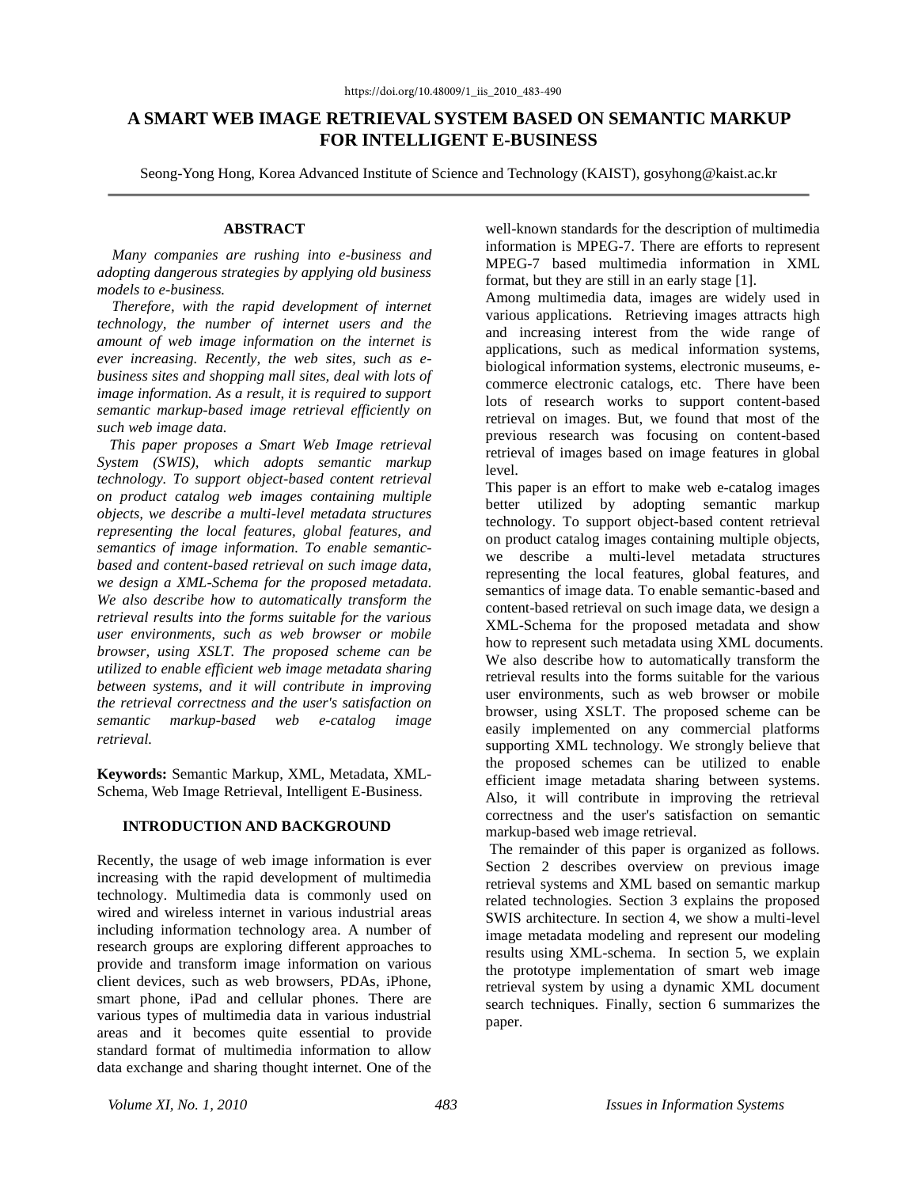https://doi.org/10.48009/1_iis_2010_483-490

# A SMART WEB IMAGE RETRIEVAL SYSTEM BASED ON SEMANTIC MARKUP FOR INTELLIGENT E-BUSINESS

Seong-Yong Hong, Korea Advanced Institute of Science and Technology (KAIST), gosyhong@kaist.ac.kr

## ABSTRACT

*Many companies are rushing into e-business and adopting dangerous strategies by applying old business models to e-business.*

*Therefore, with the rapid development of internet technology, the number of internet users and the amount of web image information on the internet is ever increasing. Recently, the web sites, such as e-business sites and shopping mall sites, deal with lots of image information. As a result, it is required to support semantic markup-based image retrieval efficiently on such web image data.*

*This paper proposes a Smart Web Image retrieval System (SWIS), which adopts semantic markup technology. To support object-based content retrieval on product catalog web images containing multiple objects, we describe a multi-level metadata structures representing the local features, global features, and semantics of image information. To enable semantic-based and content-based retrieval on such image data, we design a XML-Schema for the proposed metadata. We also describe how to automatically transform the retrieval results into the forms suitable for the various user environments, such as web browser or mobile browser, using XSLT. The proposed scheme can be utilized to enable efficient web image metadata sharing between systems, and it will contribute in improving the retrieval correctness and the user's satisfaction on semantic markup-based web e-catalog image retrieval.*

**Keywords:** Semantic Markup, XML, Metadata, XML-Schema, Web Image Retrieval, Intelligent E-Business.

## INTRODUCTION AND BACKGROUND

Recently, the usage of web image information is ever increasing with the rapid development of multimedia technology. Multimedia data is commonly used on wired and wireless internet in various industrial areas including information technology area. A number of research groups are exploring different approaches to provide and transform image information on various client devices, such as web browsers, PDAs, iPhone, smart phone, iPad and cellular phones. There are various types of multimedia data in various industrial areas and it becomes quite essential to provide standard format of multimedia information to allow data exchange and sharing thought internet. One of the well-known standards for the description of multimedia information is MPEG-7. There are efforts to represent MPEG-7 based multimedia information in XML format, but they are still in an early stage [1].

Among multimedia data, images are widely used in various applications. Retrieving images attracts high and increasing interest from the wide range of applications, such as medical information systems, biological information systems, electronic museums, e-commerce electronic catalogs, etc. There have been lots of research works to support content-based retrieval on images. But, we found that most of the previous research was focusing on content-based retrieval of images based on image features in global level.

This paper is an effort to make web e-catalog images better utilized by adopting semantic markup technology. To support object-based content retrieval on product catalog images containing multiple objects, we describe a multi-level metadata structures representing the local features, global features, and semantics of image data. To enable semantic-based and content-based retrieval on such image data, we design a XML-Schema for the proposed metadata and show how to represent such metadata using XML documents. We also describe how to automatically transform the retrieval results into the forms suitable for the various user environments, such as web browser or mobile browser, using XSLT. The proposed scheme can be easily implemented on any commercial platforms supporting XML technology. We strongly believe that the proposed schemes can be utilized to enable efficient image metadata sharing between systems. Also, it will contribute in improving the retrieval correctness and the user's satisfaction on semantic markup-based web image retrieval.

The remainder of this paper is organized as follows. Section 2 describes overview on previous image retrieval systems and XML based on semantic markup related technologies. Section 3 explains the proposed SWIS architecture. In section 4, we show a multi-level image metadata modeling and represent our modeling results using XML-schema. In section 5, we explain the prototype implementation of smart web image retrieval system by using a dynamic XML document search techniques. Finally, section 6 summarizes the paper.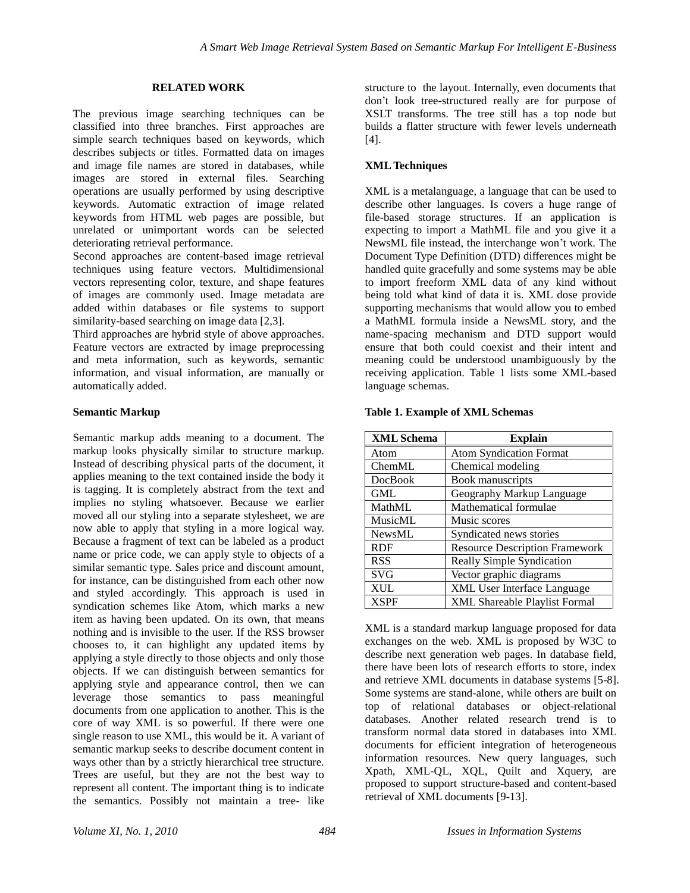## RELATED WORK

The previous image searching techniques can be classified into three branches. First approaches are simple search techniques based on keywords, which describes subjects or titles. Formatted data on images and image file names are stored in databases, while images are stored in external files. Searching operations are usually performed by using descriptive keywords. Automatic extraction of image related keywords from HTML web pages are possible, but unrelated or unimportant words can be selected deteriorating retrieval performance.

Second approaches are content-based image retrieval techniques using feature vectors. Multidimensional vectors representing color, texture, and shape features of images are commonly used. Image metadata are added within databases or file systems to support similarity-based searching on image data [2,3].

Third approaches are hybrid style of above approaches. Feature vectors are extracted by image preprocessing and meta information, such as keywords, semantic information, and visual information, are manually or automatically added.

### Semantic Markup

Semantic markup adds meaning to a document. The markup looks physically similar to structure markup. Instead of describing physical parts of the document, it applies meaning to the text contained inside the body it is tagging. It is completely abstract from the text and implies no styling whatsoever. Because we earlier moved all our styling into a separate stylesheet, we are now able to apply that styling in a more logical way. Because a fragment of text can be labeled as a product name or price code, we can apply style to objects of a similar semantic type. Sales price and discount amount, for instance, can be distinguished from each other now and styled accordingly. This approach is used in syndication schemes like Atom, which marks a new item as having been updated. On its own, that means nothing and is invisible to the user. If the RSS browser chooses to, it can highlight any updated items by applying a style directly to those objects and only those objects. If we can distinguish between semantics for applying style and appearance control, then we can leverage those semantics to pass meaningful documents from one application to another. This is the core of way XML is so powerful. If there were one single reason to use XML, this would be it. A variant of semantic markup seeks to describe document content in ways other than by a strictly hierarchical tree structure. Trees are useful, but they are not the best way to represent all content. The important thing is to indicate the semantics. Possibly not maintain a tree- like structure to the layout. Internally, even documents that don't look tree-structured really are for purpose of XSLT transforms. The tree still has a top node but builds a flatter structure with fewer levels underneath [4].

### XML Techniques

XML is a metalanguage, a language that can be used to describe other languages. Is covers a huge range of file-based storage structures. If an application is expecting to import a MathML file and you give it a NewsML file instead, the interchange won't work. The Document Type Definition (DTD) differences might be handled quite gracefully and some systems may be able to import freeform XML data of any kind without being told what kind of data it is. XML dose provide supporting mechanisms that would allow you to embed a MathML formula inside a NewsML story, and the name-spacing mechanism and DTD support would ensure that both could coexist and their intent and meaning could be understood unambiguously by the receiving application. Table 1 lists some XML-based language schemas.

**Table 1. Example of XML Schemas**

| XML Schema | Explain |
|---|---|
| Atom | Atom Syndication Format |
| ChemML | Chemical modeling |
| DocBook | Book manuscripts |
| GML | Geography Markup Language |
| MathML | Mathematical formulae |
| MusicML | Music scores |
| NewsML | Syndicated news stories |
| RDF | Resource Description Framework |
| RSS | Really Simple Syndication |
| SVG | Vector graphic diagrams |
| XUL | XML User Interface Language |
| XSPF | XML Shareable Playlist Formal |

XML is a standard markup language proposed for data exchanges on the web. XML is proposed by W3C to describe next generation web pages. In database field, there have been lots of research efforts to store, index and retrieve XML documents in database systems [5-8]. Some systems are stand-alone, while others are built on top of relational databases or object-relational databases. Another related research trend is to transform normal data stored in databases into XML documents for efficient integration of heterogeneous information resources. New query languages, such Xpath, XML-QL, XQL, Quilt and Xquery, are proposed to support structure-based and content-based retrieval of XML documents [9-13].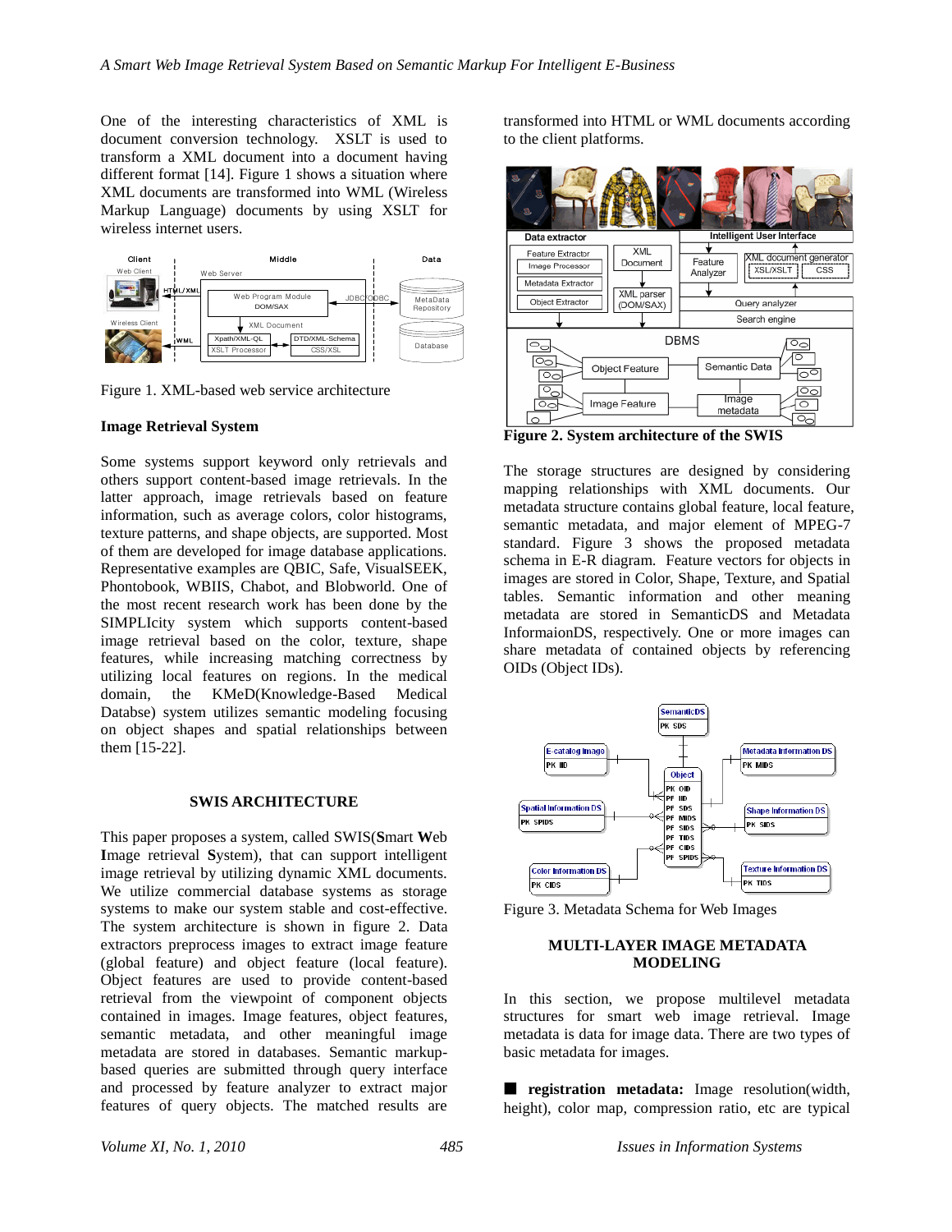One of the interesting characteristics of XML is document conversion technology. XSLT is used to transform a XML document into a document having different format [14]. Figure 1 shows a situation where XML documents are transformed into WML (Wireless Markup Language) documents by using XSLT for wireless internet users.

Figure 1. XML-based web service architecture

**Image Retrieval System**

Some systems support keyword only retrievals and others support content-based image retrievals. In the latter approach, image retrievals based on feature information, such as average colors, color histograms, texture patterns, and shape objects, are supported. Most of them are developed for image database applications. Representative examples are QBIC, Safe, VisualSEEK, Phontobook, WBIIS, Chabot, and Blobworld. One of the most recent research work has been done by the SIMPLIcity system which supports content-based image retrieval based on the color, texture, shape features, while increasing matching correctness by utilizing local features on regions. In the medical domain, the KMeD(Knowledge-Based Medical Databse) system utilizes semantic modeling focusing on object shapes and spatial relationships between them [15-22].

## SWIS ARCHITECTURE

This paper proposes a system, called SWIS(**S**mart **W**eb **I**mage Retrieval **S**ystem), that can support intelligent image retrieval by utilizing dynamic XML documents. We utilize commercial database systems as storage systems to make our system stable and cost-effective. The system architecture is shown in figure 2. Data extractors preprocess images to extract image feature (global feature) and object feature (local feature). Object features are used to provide content-based retrieval from the viewpoint of component objects contained in images. Image features, object features, semantic metadata, and other meaningful image metadata are stored in databases. Semantic markup-based queries are submitted through query interface and processed by feature analyzer to extract major features of query objects. The matched results are transformed into HTML or WML documents according to the client platforms.

**Figure 2. System architecture of the SWIS**

The storage structures are designed by considering mapping relationships with XML documents. Our metadata structure contains global feature, local feature, semantic metadata, and major element of MPEG-7 standard. Figure 3 shows the proposed metadata schema in E-R diagram. Feature vectors for objects in images are stored in Color, Shape, Texture, and Spatial tables. Semantic information and other meaning metadata are stored in SemanticDS and Metadata InformaionDS, respectively. One or more images can share metadata of contained objects by referencing OIDs (Object IDs).

Figure 3. Metadata Schema for Web Images

## MULTI-LAYER IMAGE METADATA MODELING

In this section, we propose multilevel metadata structures for smart web image retrieval. Image metadata is data for image data. There are two types of basic metadata for images.

■ **registration metadata:** Image resolution(width, height), color map, compression ratio, etc are typical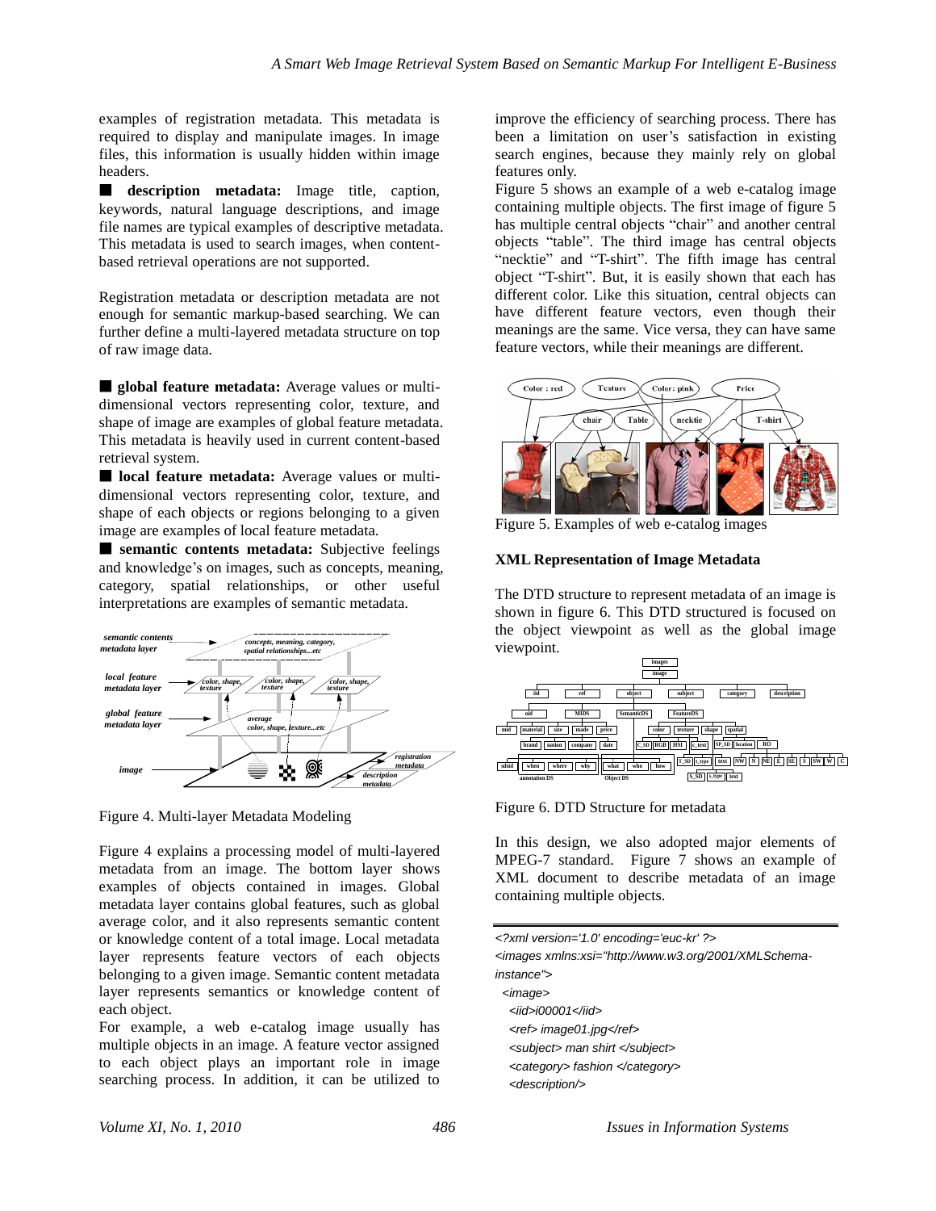examples of registration metadata. This metadata is required to display and manipulate images. In image files, this information is usually hidden within image headers.

■ **description metadata:** Image title, caption, keywords, natural language descriptions, and image file names are typical examples of descriptive metadata. This metadata is used to search images, when content-based retrieval operations are not supported.

Registration metadata or description metadata are not enough for semantic markup-based searching. We can further define a multi-layered metadata structure on top of raw image data.

■ **global feature metadata:** Average values or multi-dimensional vectors representing color, texture, and shape of image are examples of global feature metadata. This metadata is heavily used in current content-based retrieval system.

■ **local feature metadata:** Average values or multi-dimensional vectors representing color, texture, and shape of each objects or regions belonging to a given image are examples of local feature metadata.

■ **semantic contents metadata:** Subjective feelings and knowledge's on images, such as concepts, meaning, category, spatial relationships, or other useful interpretations are examples of semantic metadata.

Figure 4. Multi-layer Metadata Modeling

Figure 4 explains a processing model of multi-layered metadata from an image. The bottom layer shows examples of objects contained in images. Global metadata layer contains global features, such as global average color, and it also represents semantic content or knowledge content of a total image. Local metadata layer represents feature vectors of each objects belonging to a given image. Semantic contents metadata layer represents semantics or knowledge content of each object.

For example, a web e-catalog image usually has multiple objects in an image. A feature vector assigned to each object plays an important role in image searching process. In addition, it can be utilized to improve the efficiency of searching process. There has been a limitation on user's satisfaction in existing search engines, because they mainly rely on global features only.

Figure 5 shows an example of a web e-catalog image containing multiple objects. The first image of figure 5 has multiple central objects "chair" and another central objects "table". The third image has central objects "necktie" and "T-shirt". The fifth image has central object "T-shirt". But, it is easily shown that each has different color. Like this situation, central objects can have different feature vectors, even though their meanings are the same. Vice versa, they can have same feature vectors, while their meanings are different.

Figure 5. Examples of web e-catalog images

### XML Representation of Image Metadata

The DTD structure to represent metadata of an image is shown in figure 6. This DTD structured is focused on the object viewpoint as well as the global image viewpoint.

Figure 6. DTD Structure for metadata

In this design, we also adopted major elements of MPEG-7 standard. Figure 7 shows an example of XML document to describe metadata of an image containing multiple objects.

```
<?xml version='1.0' encoding='euc-kr' ?>
<images xmlns:xsi="http://www.w3.org/2001/XMLSchema-instance">
 <image>
  <iid>i00001</iid>
  <ref> image01.jpg</ref>
  <subject> man shirt </subject>
  <category> fashion </category>
  <description/>
```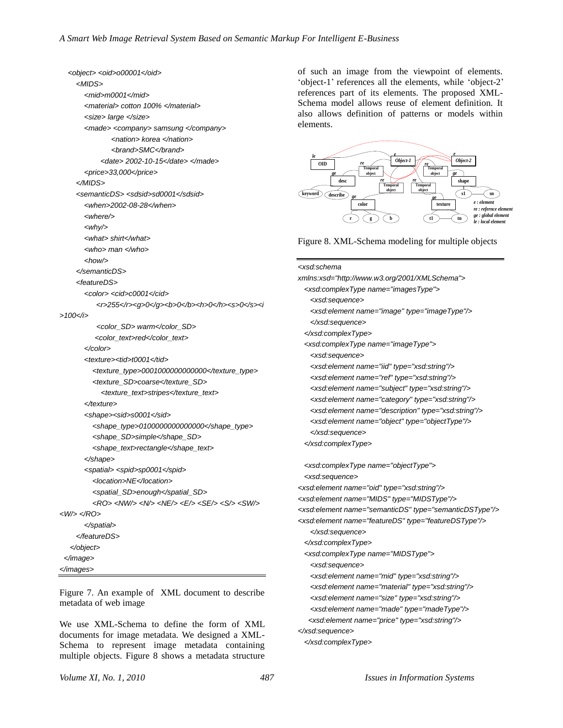```
<object> <oid>o00001</oid>
  <MIDS>
    <mid>m0001</mid>
    <material> cotton 100% </material>
    <size> large </size>
    <made> <company> samsung </company>
            <nation> korea </nation>
            <brand>SMC</brand>
        <date> 2002-10-15</date> </made>
    <price>33,000</price>
  </MIDS>
  <semanticDS> <sdsid>sd0001</sdsid>
    <when>2002-08-28</when>
    <where/>
    <why/>
    <what> shirt</what>
    <who> man </who>
    <how/>
  </semanticDS>
  <featureDS>
    <color> <cid>c0001</cid>
        <r>255</r><g>0</g><b>0</b><h>0</h><s>0</s><i
>100</i>
        <color_SD> warm</color_SD>
        <color_text>red</color_text>
    </color>
    <texture><tid>t0001</tid>
      <texture_type>0001000000000000</texture_type>
      <texture_SD>coarse</texture_SD>
        <texture_text>stripes</texture_text>
    </texture>
    <shape><sid>s0001</sid>
      <shape_type>0100000000000000</shape_type>
      <shape_SD>simple</shape_SD>
      <shape_text>rectangle</shape_text>
    </shape>
    <spatial> <spid>sp0001</spid>
      <location>NE</location>
      <spatial_SD>enough</spatial_SD>
      <RO> <NW/> <N/> <NE/> <E/> <SE/> <S/> <SW/>
<W/> </RO>
    </spatial>
  </featureDS>
 </object>
</image>
</images>
```

Figure 7. An example of XML document to describe metadata of web image

We use XML-Schema to define the form of XML documents for image metadata. We designed a XML-Schema to represent image metadata containing multiple objects. Figure 8 shows a metadata structure of such an image from the viewpoint of elements. 'object-1' references all the elements, while 'object-2' references part of its elements. The proposed XML-Schema model allows reuse of element definition. It also allows definition of patterns or models within elements.

Figure 8. XML-Schema modeling for multiple objects

```
<xsd:schema
xmlns:xsd="http://www.w3.org/2001/XMLSchema">
  <xsd:complexType name="imagesType">
    <xsd:sequence>
    <xsd:element name="image" type="imageType"/>
    </xsd:sequence>
  </xsd:complexType>
  <xsd:complexType name="imageType">
    <xsd:sequence>
    <xsd:element name="iid" type="xsd:string"/>
    <xsd:element name="ref" type="xsd:string"/>
    <xsd:element name="subject" type="xsd:string"/>
    <xsd:element name="category" type="xsd:string"/>
    <xsd:element name="description" type="xsd:string"/>
    <xsd:element name="object" type="objectType"/>
    </xsd:sequence>
  </xsd:complexType>

  <xsd:complexType name="objectType">
  <xsd:sequence>
<xsd:element name="oid" type="xsd:string"/>
<xsd:element name="MIDS" type="MIDSType"/>
<xsd:element name="semanticDS" type="semanticDSType"/>
<xsd:element name="featureDS" type="featureDSType"/>
    </xsd:sequence>
  </xsd:complexType>
  <xsd:complexType name="MIDSType">
    <xsd:sequence>
    <xsd:element name="mid" type="xsd:string"/>
    <xsd:element name="material" type="xsd:string"/>
    <xsd:element name="size" type="xsd:string"/>
    <xsd:element name="made" type="madeType"/>
   <xsd:element name="price" type="xsd:string"/>
</xsd:sequence>
  </xsd:complexType>
```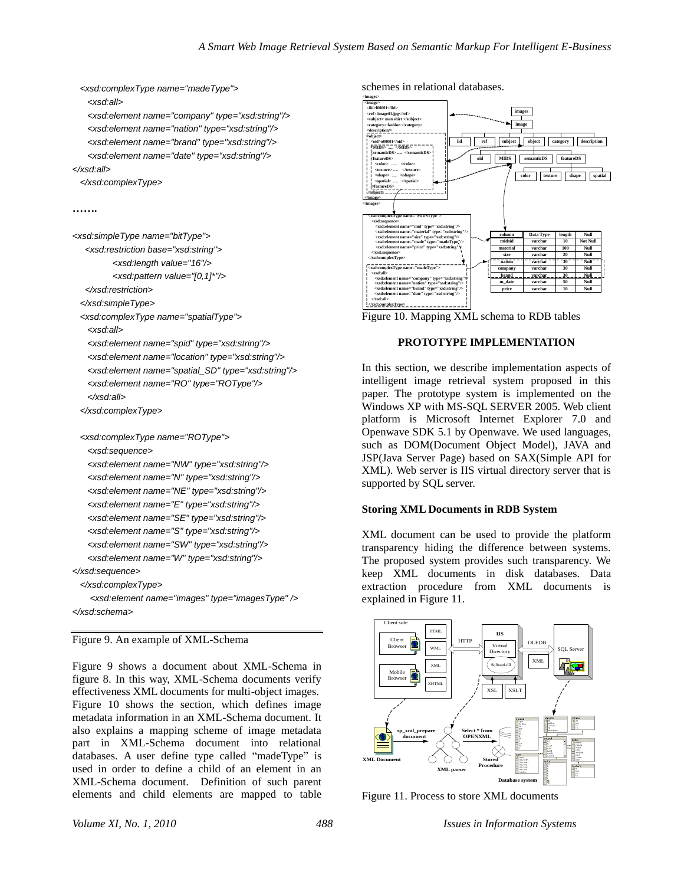```
<xsd:complexType name="madeType">
  <xsd:all>
  <xsd:element name="company" type="xsd:string"/>
  <xsd:element name="nation" type="xsd:string"/>
  <xsd:element name="brand" type="xsd:string"/>
  <xsd:element name="date" type="xsd:string"/>
</xsd:all>
  </xsd:complexType>

…….

<xsd:simpleType name="bitType">
   <xsd:restriction base="xsd:string">
        <xsd:length value="16"/>
        <xsd:pattern value="[0,1]*"/>
   </xsd:restriction>
  </xsd:simpleType>
  <xsd:complexType name="spatialType">
   <xsd:all>
   <xsd:element name="spid" type="xsd:string"/>
   <xsd:element name="location" type="xsd:string"/>
   <xsd:element name="spatial_SD" type="xsd:string"/>
   <xsd:element name="RO" type="ROType"/>
   </xsd:all>
  </xsd:complexType>

  <xsd:complexType name="ROType">
   <xsd:sequence>
   <xsd:element name="NW" type="xsd:string"/>
   <xsd:element name="N" type="xsd:string"/>
   <xsd:element name="NE" type="xsd:string"/>
   <xsd:element name="E" type="xsd:string"/>
   <xsd:element name="SE" type="xsd:string"/>
   <xsd:element name="S" type="xsd:string"/>
   <xsd:element name="SW" type="xsd:string"/>
   <xsd:element name="W" type="xsd:string"/>
</xsd:sequence>
  </xsd:complexType>
    <xsd:element name="images" type="imagesType" />
</xsd:schema>
```

Figure 9. An example of XML-Schema

Figure 9 shows a document about XML-Schema in figure 8. In this way, XML-Schema documents verify effectiveness XML documents for multi-object images. Figure 10 shows the section, which defines image metadata information in an XML-Schema document. It also explains a mapping scheme of image metadata part in XML-Schema document into relational databases. A user define type called "madeType" is used in order to define a child of an element in an XML-Schema document. Definition of such parent elements and child elements are mapped to table schemes in relational databases.

| column | Data Type | length | Null |
|---|---|---|---|
| midsid | varchar | 10 | Not Null |
| material | varchar | 100 | Null |
| size | varchar | 20 | Null |
| nation | varchar | 30 | Null |
| company | varchar | 30 | Null |
| brand | varchar | 30 | Null |
| m_date | varchar | 50 | Null |
| price | varchar | 10 | Null |

Figure 10. Mapping XML schema to RDB tables

## PROTOTYPE IMPLEMENTATION

In this section, we describe implementation aspects of intelligent image retrieval system proposed in this paper. The prototype system is implemented on the Windows XP with MS-SQL SERVER 2005. Web client platform is Microsoft Internet Explorer 7.0 and Openwave SDK 5.1 by Openwave. We used languages, such as DOM(Document Object Model), JAVA and JSP(Java Server Page) based on SAX(Simple API for XML). Web server is IIS virtual directory server that is supported by SQL server.

### Storing XML Documents in RDB System

XML document can be used to provide the platform transparency hiding the difference between systems. The proposed system provides such transparency. We keep XML documents in disk databases. Data extraction procedure from XML documents is explained in Figure 11.

Figure 11. Process to store XML documents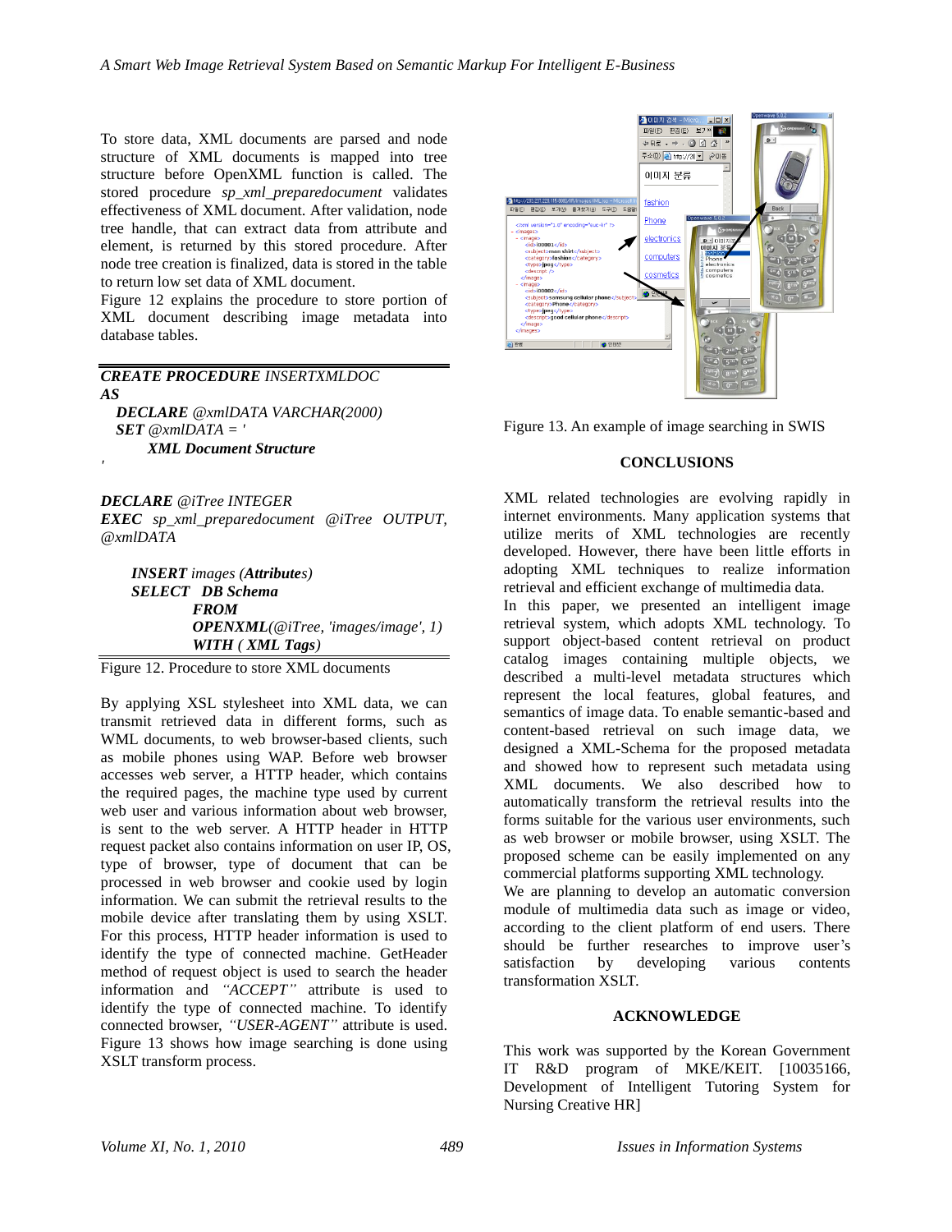To store data, XML documents are parsed and node structure of XML documents is mapped into tree structure before OpenXML function is called. The stored procedure *sp_xml_preparedocument* validates effectiveness of XML document. After validation, node tree handle, that can extract data from attribute and element, is returned by this stored procedure. After node tree creation is finalized, data is stored in the table to return low set data of XML document.

Figure 12 explains the procedure to store portion of XML document describing image metadata into database tables.

```
CREATE PROCEDURE INSERTXMLDOC
AS
  DECLARE @xmlDATA VARCHAR(2000)
  SET @xmlDATA = '
      XML Document Structure
'

DECLARE @iTree INTEGER
EXEC sp_xml_preparedocument @iTree OUTPUT,
@xmlDATA

    INSERT images (Attributes)
    SELECT  DB Schema
            FROM
            OPENXML(@iTree, 'images/image', 1)
            WITH ( XML Tags)
```

Figure 12. Procedure to store XML documents

By applying XSL stylesheet into XML data, we can transmit retrieved data in different forms, such as WML documents, to web browser-based clients, such as mobile phones using WAP. Before web browser accesses web server, a HTTP header, which contains the required pages, the machine type used by current web user and various information about web browser, is sent to the web server. A HTTP header in HTTP request packet also contains information on user IP, OS, type of browser, type of document that can be processed in web browser and cookie used by login information. We can submit the retrieval results to the mobile device after translating them by using XSLT. For this process, HTTP header information is used to identify the type of connected machine. GetHeader method of request object is used to search the header information and *"ACCEPT"* attribute is used to identify the type of connected machine. To identify connected browser, *"USER-AGENT"* attribute is used. Figure 13 shows how image searching is done using XSLT transform process.

Figure 13. An example of image searching in SWIS

## CONCLUSIONS

XML related technologies are evolving rapidly in internet environments. Many application systems that utilize merits of XML technologies are recently developed. However, there have been little efforts in adopting XML techniques to realize information retrieval and efficient exchange of multimedia data.

In this paper, we presented an intelligent image retrieval system, which adopts XML technology. To support object-based content retrieval on product catalog images containing multiple objects, we described a multi-level metadata structures which represent the local features, global features, and semantics of image data. To enable semantic-based and content-based retrieval on such image data, we designed a XML-Schema for the proposed metadata and showed how to represent such metadata using XML documents. We also described how to automatically transform the retrieval results into the forms suitable for the various user environments, such as web browser or mobile browser, using XSLT. The proposed scheme can be easily implemented on any commercial platforms supporting XML technology.

We are planning to develop an automatic conversion module of multimedia data such as image or video, according to the client platform of end users. There should be further researches to improve user's satisfaction by developing various contents transformation XSLT.

## ACKNOWLEDGE

This work was supported by the Korean Government IT R&D program of MKE/KEIT. [10035166, Development of Intelligent Tutoring System for Nursing Creative HR]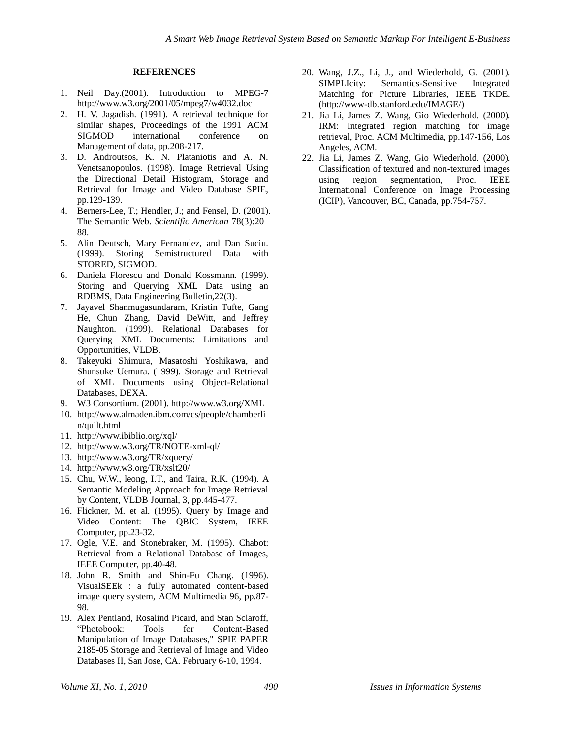## REFERENCES

1. Neil Day.(2001). Introduction to MPEG-7 http://www.w3.org/2001/05/mpeg7/w4032.doc
2. H. V. Jagadish. (1991). A retrieval technique for similar shapes, Proceedings of the 1991 ACM SIGMOD international conference on Management of data, pp.208-217.
3. D. Androutsos, K. N. Plataniotis and A. N. Venetsanopoulos. (1998). Image Retrieval Using the Directional Detail Histogram, Storage and Retrieval for Image and Video Database SPIE, pp.129-139.
4. Berners-Lee, T.; Hendler, J.; and Fensel, D. (2001). The Semantic Web. *Scientific American* 78(3):20–88.
5. Alin Deutsch, Mary Fernandez, and Dan Suciu. (1999). Storing Semistructured Data with STORED, SIGMOD.
6. Daniela Florescu and Donald Kossmann. (1999). Storing and Querying XML Data using an RDBMS, Data Engineering Bulletin,22(3).
7. Jayavel Shanmugasundaram, Kristin Tufte, Gang He, Chun Zhang, David DeWitt, and Jeffrey Naughton. (1999). Relational Databases for Querying XML Documents: Limitations and Opportunities, VLDB.
8. Takeyuki Shimura, Masatoshi Yoshikawa, and Shunsuke Uemura. (1999). Storage and Retrieval of XML Documents using Object-Relational Databases, DEXA.
9. W3 Consortium. (2001). http://www.w3.org/XML
10. http://www.almaden.ibm.com/cs/people/chamberlin/quilt.html
11. http://www.ibiblio.org/xql/
12. http://www.w3.org/TR/NOTE-xml-ql/
13. http://www.w3.org/TR/xquery/
14. http://www.w3.org/TR/xslt20/
15. Chu, W.W., leong, I.T., and Taira, R.K. (1994). A Semantic Modeling Approach for Image Retrieval by Content, VLDB Journal, 3, pp.445-477.
16. Flickner, M. et al. (1995). Query by Image and Video Content: The QBIC System, IEEE Computer, pp.23-32.
17. Ogle, V.E. and Stonebraker, M. (1995). Chabot: Retrieval from a Relational Database of Images, IEEE Computer, pp.40-48.
18. John R. Smith and Shin-Fu Chang. (1996). VisualSEEk : a fully automated content-based image query system, ACM Multimedia 96, pp.87-98.
19. Alex Pentland, Rosalind Picard, and Stan Sclaroff, "Photobook: Tools for Content-Based Manipulation of Image Databases," SPIE PAPER 2185-05 Storage and Retrieval of Image and Video Databases II, San Jose, CA. February 6-10, 1994.
20. Wang, J.Z., Li, J., and Wiederhold, G. (2001). SIMPLIcity: Semantics-Sensitive Integrated Matching for Picture Libraries, IEEE TKDE. (http://www-db.stanford.edu/IMAGE/)
21. Jia Li, James Z. Wang, Gio Wiederhold. (2000). IRM: Integrated region matching for image retrieval, Proc. ACM Multimedia, pp.147-156, Los Angeles, ACM.
22. Jia Li, James Z. Wang, Gio Wiederhold. (2000). Classification of textured and non-textured images using region segmentation, Proc. IEEE International Conference on Image Processing (ICIP), Vancouver, BC, Canada, pp.754-757.